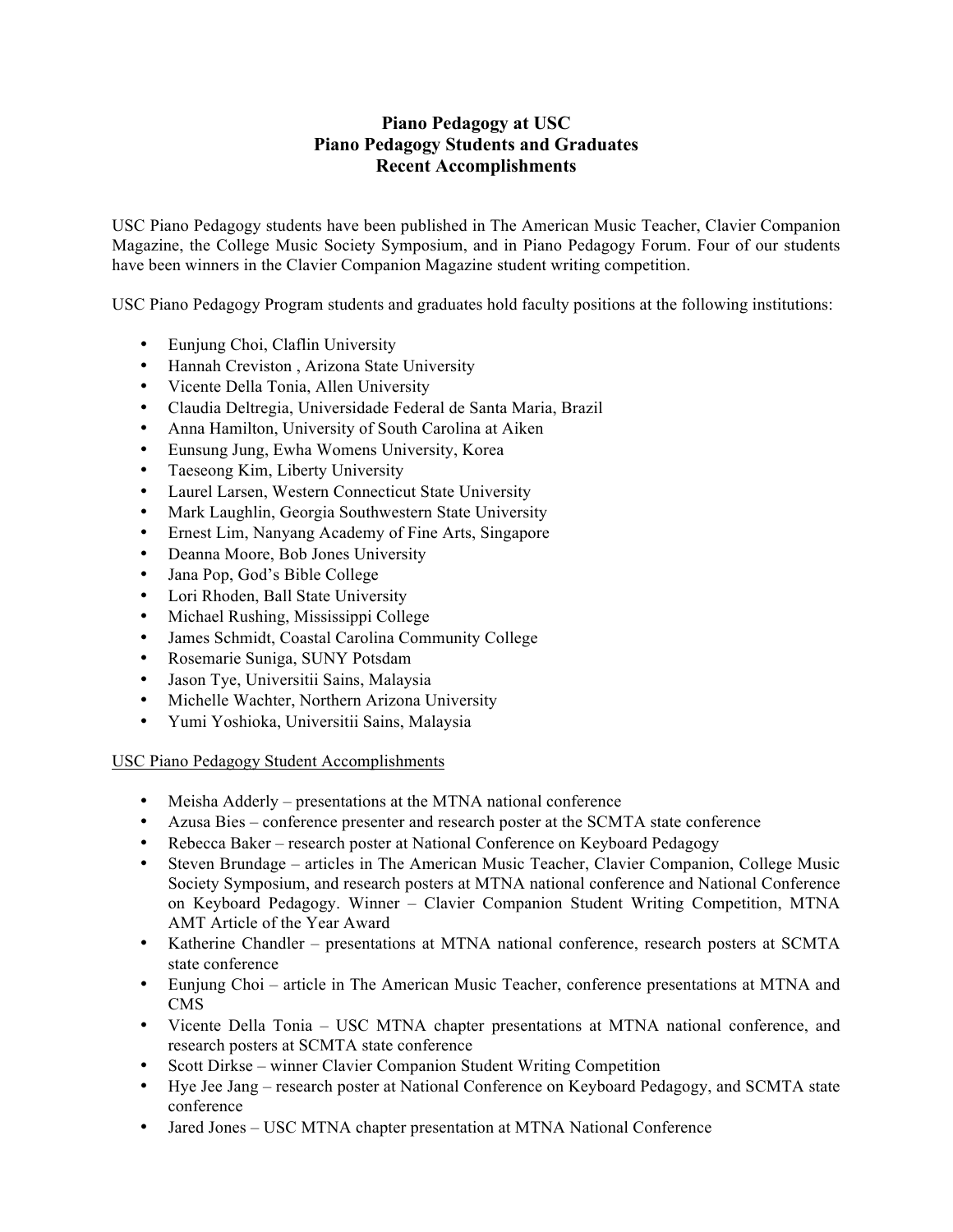**Piano Pedagogy at USC**
**Piano Pedagogy Students and Graduates**
**Recent Accomplishments**

USC Piano Pedagogy students have been published in The American Music Teacher, Clavier Companion Magazine, the College Music Society Symposium, and in Piano Pedagogy Forum. Four of our students have been winners in the Clavier Companion Magazine student writing competition.

USC Piano Pedagogy Program students and graduates hold faculty positions at the following institutions:

- Eunjung Choi, Claflin University
- Hannah Creviston , Arizona State University
- Vicente Della Tonia, Allen University
- Claudia Deltregia, Universidade Federal de Santa Maria, Brazil
- Anna Hamilton, University of South Carolina at Aiken
- Eunsung Jung, Ewha Womens University, Korea
- Taeseong Kim, Liberty University
- Laurel Larsen, Western Connecticut State University
- Mark Laughlin, Georgia Southwestern State University
- Ernest Lim, Nanyang Academy of Fine Arts, Singapore
- Deanna Moore, Bob Jones University
- Jana Pop, God's Bible College
- Lori Rhoden, Ball State University
- Michael Rushing, Mississippi College
- James Schmidt, Coastal Carolina Community College
- Rosemarie Suniga, SUNY Potsdam
- Jason Tye, Universitii Sains, Malaysia
- Michelle Wachter, Northern Arizona University
- Yumi Yoshioka, Universitii Sains, Malaysia

<u>USC Piano Pedagogy Student Accomplishments</u>

- Meisha Adderly – presentations at the MTNA national conference
- Azusa Bies – conference presenter and research poster at the SCMTA state conference
- Rebecca Baker – research poster at National Conference on Keyboard Pedagogy
- Steven Brundage – articles in The American Music Teacher, Clavier Companion, College Music Society Symposium, and research posters at MTNA national conference and National Conference on Keyboard Pedagogy. Winner – Clavier Companion Student Writing Competition, MTNA AMT Article of the Year Award
- Katherine Chandler – presentations at MTNA national conference, research posters at SCMTA state conference
- Eunjung Choi – article in The American Music Teacher, conference presentations at MTNA and CMS
- Vicente Della Tonia – USC MTNA chapter presentations at MTNA national conference, and research posters at SCMTA state conference
- Scott Dirkse – winner Clavier Companion Student Writing Competition
- Hye Jee Jang – research poster at National Conference on Keyboard Pedagogy, and SCMTA state conference
- Jared Jones – USC MTNA chapter presentation at MTNA National Conference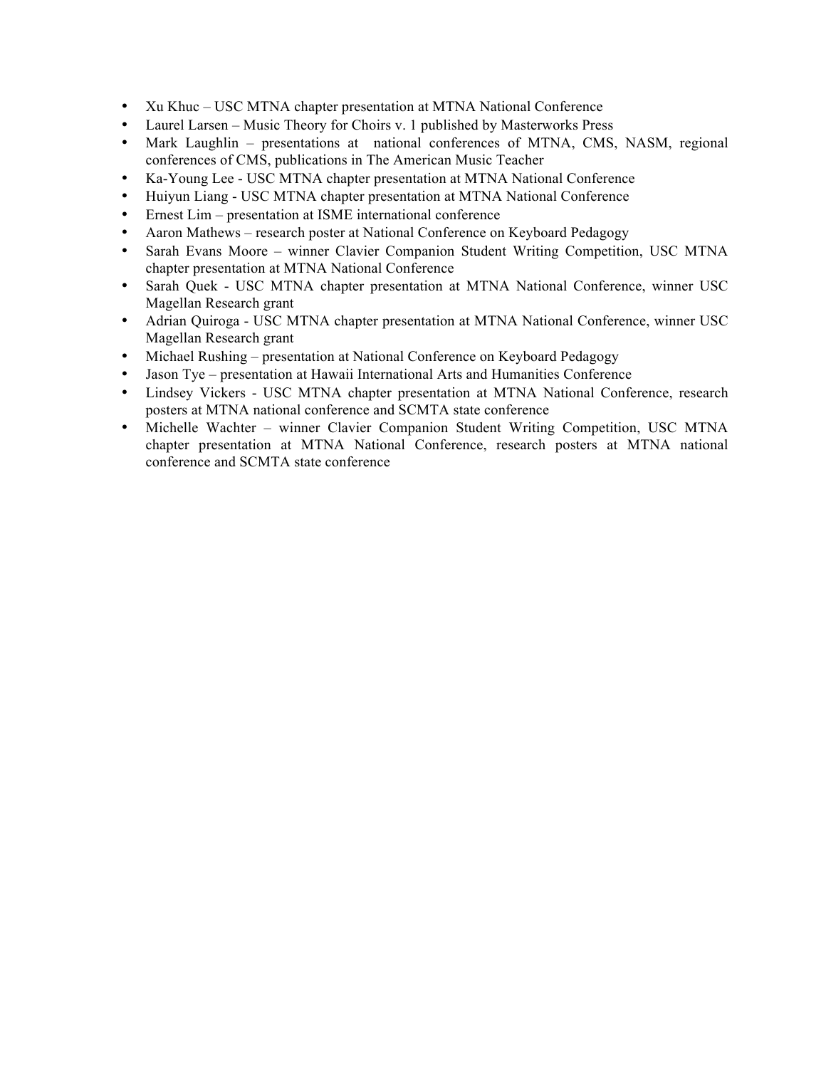- Xu Khuc – USC MTNA chapter presentation at MTNA National Conference
- Laurel Larsen – Music Theory for Choirs v. 1 published by Masterworks Press
- Mark Laughlin – presentations at national conferences of MTNA, CMS, NASM, regional conferences of CMS, publications in The American Music Teacher
- Ka-Young Lee - USC MTNA chapter presentation at MTNA National Conference
- Huiyun Liang - USC MTNA chapter presentation at MTNA National Conference
- Ernest Lim – presentation at ISME international conference
- Aaron Mathews – research poster at National Conference on Keyboard Pedagogy
- Sarah Evans Moore – winner Clavier Companion Student Writing Competition, USC MTNA chapter presentation at MTNA National Conference
- Sarah Quek - USC MTNA chapter presentation at MTNA National Conference, winner USC Magellan Research grant
- Adrian Quiroga - USC MTNA chapter presentation at MTNA National Conference, winner USC Magellan Research grant
- Michael Rushing – presentation at National Conference on Keyboard Pedagogy
- Jason Tye – presentation at Hawaii International Arts and Humanities Conference
- Lindsey Vickers - USC MTNA chapter presentation at MTNA National Conference, research posters at MTNA national conference and SCMTA state conference
- Michelle Wachter – winner Clavier Companion Student Writing Competition, USC MTNA chapter presentation at MTNA National Conference, research posters at MTNA national conference and SCMTA state conference